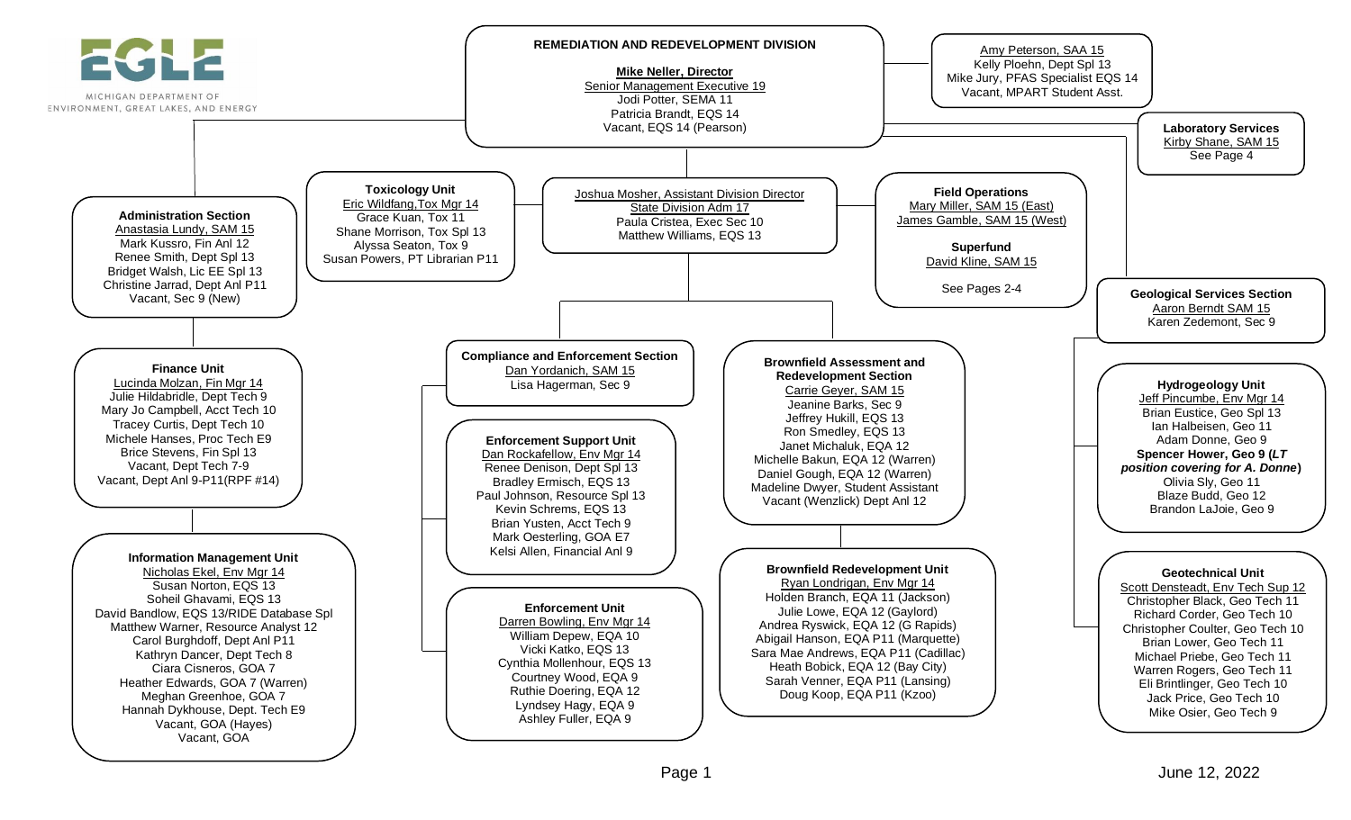MICHIGAN DEPARTMENT OF ENVIRONMENT, GREAT LAKES, AND ENERGY

# REMEDIATION AND REDEVELOPMENT DIVISION

**Mike Neller, Director**
Senior Management Executive 19
Jodi Potter, SEMA 11
Patricia Brandt, EQS 14
Vacant, EQS 14 (Pearson)

Amy Peterson, SAA 15
Kelly Ploehn, Dept Spl 13
Mike Jury, PFAS Specialist EQS 14
Vacant, MPART Student Asst.

**Laboratory Services**
Kirby Shane, SAM 15
See Page 4

Joshua Mosher, Assistant Division Director
State Division Adm 17
Paula Cristea, Exec Sec 10
Matthew Williams, EQS 13

**Toxicology Unit**
Eric Wildfang, Tox Mgr 14
Grace Kuan, Tox 11
Shane Morrison, Tox Spl 13
Alyssa Seaton, Tox 9
Susan Powers, PT Librarian P11

**Field Operations**
Mary Miller, SAM 15 (East)
James Gamble, SAM 15 (West)

**Superfund**
David Kline, SAM 15

See Pages 2-4

## Administration Section
Anastasia Lundy, SAM 15
Mark Kussro, Fin Anl 12
Renee Smith, Dept Spl 13
Bridget Walsh, Lic EE Spl 13
Christine Jarrad, Dept Anl P11
Vacant, Sec 9 (New)

### Finance Unit
Lucinda Molzan, Fin Mgr 14
Julie Hildabridle, Dept Tech 9
Mary Jo Campbell, Acct Tech 10
Tracey Curtis, Dept Tech 10
Michele Hanses, Proc Tech E9
Brice Stevens, Fin Spl 13
Vacant, Dept Tech 7-9
Vacant, Dept Anl 9-P11(RPF #14)

### Information Management Unit
Nicholas Ekel, Env Mgr 14
Susan Norton, EQS 13
Soheil Ghavami, EQS 13
David Bandlow, EQS 13/RIDE Database Spl
Matthew Warner, Resource Analyst 12
Carol Burghdoff, Dept Anl P11
Kathryn Dancer, Dept Tech 8
Ciara Cisneros, GOA 7
Heather Edwards, GOA 7 (Warren)
Meghan Greenhoe, GOA 7
Hannah Dykhouse, Dept. Tech E9
Vacant, GOA (Hayes)
Vacant, GOA

## Compliance and Enforcement Section
Dan Yordanich, SAM 15
Lisa Hagerman, Sec 9

### Enforcement Support Unit
Dan Rockafellow, Env Mgr 14
Renee Denison, Dept Spl 13
Bradley Ermisch, EQS 13
Paul Johnson, Resource Spl 13
Kevin Schrems, EQS 13
Brian Yusten, Acct Tech 9
Mark Oesterling, GOA E7
Kelsi Allen, Financial Anl 9

### Enforcement Unit
Darren Bowling, Env Mgr 14
William Depew, EQA 10
Vicki Katko, EQS 13
Cynthia Mollenhour, EQS 13
Courtney Wood, EQA 9
Ruthie Doering, EQA 12
Lyndsey Hagy, EQA 9
Ashley Fuller, EQA 9

## Brownfield Assessment and Redevelopment Section
Carrie Geyer, SAM 15
Jeanine Barks, Sec 9
Jeffrey Hukill, EQS 13
Ron Smedley, EQS 13
Janet Michaluk, EQA 12
Michelle Bakun, EQA 12 (Warren)
Daniel Gough, EQA 12 (Warren)
Madeline Dwyer, Student Assistant
Vacant (Wenzlick) Dept Anl 12

### Brownfield Redevelopment Unit
Ryan Londrigan, Env Mgr 14
Holden Branch, EQA 11 (Jackson)
Julie Lowe, EQA 12 (Gaylord)
Andrea Ryswick, EQA 12 (G Rapids)
Abigail Hanson, EQA P11 (Marquette)
Sara Mae Andrews, EQA P11 (Cadillac)
Heath Bobick, EQA 12 (Bay City)
Sarah Venner, EQA P11 (Lansing)
Doug Koop, EQA P11 (Kzoo)

## Geological Services Section
Aaron Berndt SAM 15
Karen Zedemont, Sec 9

### Hydrogeology Unit
Jeff Pincumbe, Env Mgr 14
Brian Eustice, Geo Spl 13
Ian Halbeisen, Geo 11
Adam Donne, Geo 9
**Spencer Hower, Geo 9 (*LT position covering for A. Donne*)**
Olivia Sly, Geo 11
Blaze Budd, Geo 12
Brandon LaJoie, Geo 9

### Geotechnical Unit
Scott Densteadt, Env Tech Sup 12
Christopher Black, Geo Tech 11
Richard Corder, Geo Tech 10
Christopher Coulter, Geo Tech 10
Brian Lower, Geo Tech 11
Michael Priebe, Geo Tech 11
Warren Rogers, Geo Tech 11
Eli Brintlinger, Geo Tech 10
Jack Price, Geo Tech 10
Mike Osier, Geo Tech 9

June 12, 2022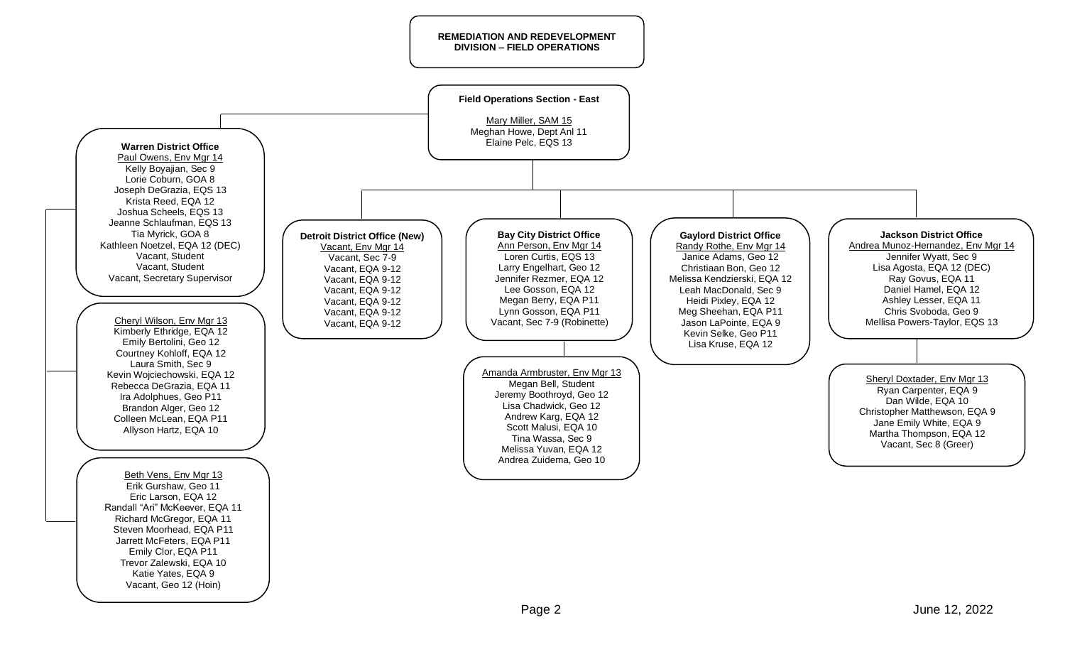# REMEDIATION AND REDEVELOPMENT DIVISION – FIELD OPERATIONS

## Field Operations Section - East

Mary Miller, SAM 15
Meghan Howe, Dept Anl 11
Elaine Pelc, EQS 13

### Warren District Office

Paul Owens, Env Mgr 14
Kelly Boyajian, Sec 9
Lorie Coburn, GOA 8
Joseph DeGrazia, EQS 13
Krista Reed, EQA 12
Joshua Scheels, EQS 13
Jeanne Schlaufman, EQS 13
Tia Myrick, GOA 8
Kathleen Noetzel, EQA 12 (DEC)
Vacant, Student
Vacant, Student
Vacant, Secretary Supervisor

Cheryl Wilson, Env Mgr 13
Kimberly Ethridge, EQA 12
Emily Bertolini, Geo 12
Courtney Kohloff, EQA 12
Laura Smith, Sec 9
Kevin Wojciechowski, EQA 12
Rebecca DeGrazia, EQA 11
Ira Adolphues, Geo P11
Brandon Alger, Geo 12
Colleen McLean, EQA P11
Allyson Hartz, EQA 10

Beth Vens, Env Mgr 13
Erik Gurshaw, Geo 11
Eric Larson, EQA 12
Randall "Ari" McKeever, EQA 11
Richard McGregor, EQA 11
Steven Moorhead, EQA P11
Jarrett McFeters, EQA P11
Emily Clor, EQA P11
Trevor Zalewski, EQA 10
Katie Yates, EQA 9
Vacant, Geo 12 (Hoin)

### Detroit District Office (New)

Vacant, Env Mgr 14
Vacant, Sec 7-9
Vacant, EQA 9-12
Vacant, EQA 9-12
Vacant, EQA 9-12
Vacant, EQA 9-12
Vacant, EQA 9-12
Vacant, EQA 9-12

### Bay City District Office

Ann Person, Env Mgr 14
Loren Curtis, EQS 13
Larry Engelhart, Geo 12
Jennifer Rezmer, EQA 12
Lee Gosson, EQA 12
Megan Berry, EQA P11
Lynn Gosson, EQA P11
Vacant, Sec 7-9 (Robinette)

Amanda Armbruster, Env Mgr 13
Megan Bell, Student
Jeremy Boothroyd, Geo 12
Lisa Chadwick, Geo 12
Andrew Karg, EQA 12
Scott Malusi, EQA 10
Tina Wassa, Sec 9
Melissa Yuvan, EQA 12
Andrea Zuidema, Geo 10

### Gaylord District Office

Randy Rothe, Env Mgr 14
Janice Adams, Geo 12
Christiaan Bon, Geo 12
Melissa Kendzierski, EQA 12
Leah MacDonald, Sec 9
Heidi Pixley, EQA 12
Meg Sheehan, EQA P11
Jason LaPointe, EQA 9
Kevin Selke, Geo P11
Lisa Kruse, EQA 12

### Jackson District Office

Andrea Munoz-Hernandez, Env Mgr 14
Jennifer Wyatt, Sec 9
Lisa Agosta, EQA 12 (DEC)
Ray Govus, EQA 11
Daniel Hamel, EQA 12
Ashley Lesser, EQA 11
Chris Svoboda, Geo 9
Mellisa Powers-Taylor, EQS 13

Sheryl Doxtader, Env Mgr 13
Ryan Carpenter, EQA 9
Dan Wilde, EQA 10
Christopher Matthewson, EQA 9
Jane Emily White, EQA 9
Martha Thompson, EQA 12
Vacant, Sec 8 (Greer)

June 12, 2022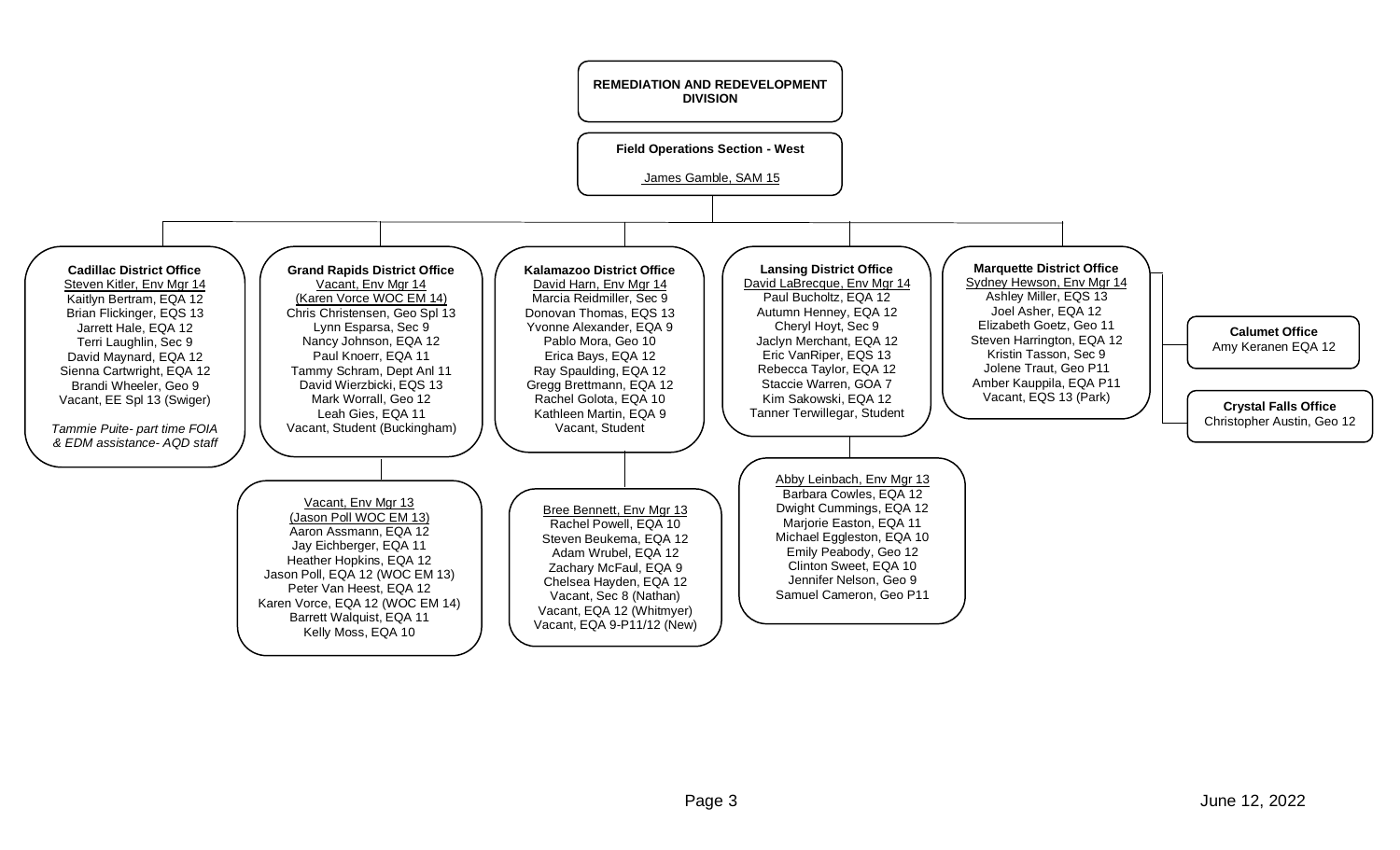# REMEDIATION AND REDEVELOPMENT DIVISION

## Field Operations Section - West

James Gamble, SAM 15

### Cadillac District Office

Steven Kitler, Env Mgr 14

- Kaitlyn Bertram, EQA 12
- Brian Flickinger, EQS 13
- Jarrett Hale, EQA 12
- Terri Laughlin, Sec 9
- David Maynard, EQA 12
- Sienna Cartwright, EQA 12
- Brandi Wheeler, Geo 9
- Vacant, EE Spl 13 (Swiger)

*Tammie Puite- part time FOIA & EDM assistance- AQD staff*

### Grand Rapids District Office

Vacant, Env Mgr 14
(Karen Vorce WOC EM 14)

- Chris Christensen, Geo Spl 13
- Lynn Esparsa, Sec 9
- Nancy Johnson, EQA 12
- Paul Knoerr, EQA 11
- Tammy Schram, Dept Anl 11
- David Wierzbicki, EQS 13
- Mark Worrall, Geo 12
- Leah Gies, EQA 11
- Vacant, Student (Buckingham)

Vacant, Env Mgr 13
(Jason Poll WOC EM 13)

- Aaron Assmann, EQA 12
- Jay Eichberger, EQA 11
- Heather Hopkins, EQA 12
- Jason Poll, EQA 12 (WOC EM 13)
- Peter Van Heest, EQA 12
- Karen Vorce, EQA 12 (WOC EM 14)
- Barrett Walquist, EQA 11
- Kelly Moss, EQA 10

### Kalamazoo District Office

David Harn, Env Mgr 14

- Marcia Reidmiller, Sec 9
- Donovan Thomas, EQS 13
- Yvonne Alexander, EQA 9
- Pablo Mora, Geo 10
- Erica Bays, EQA 12
- Ray Spaulding, EQA 12
- Gregg Brettmann, EQA 12
- Rachel Golota, EQA 10
- Kathleen Martin, EQA 9
- Vacant, Student

Bree Bennett, Env Mgr 13

- Rachel Powell, EQA 10
- Steven Beukema, EQA 12
- Adam Wrubel, EQA 12
- Zachary McFaul, EQA 9
- Chelsea Hayden, EQA 12
- Vacant, Sec 8 (Nathan)
- Vacant, EQA 12 (Whitmyer)
- Vacant, EQA 9-P11/12 (New)

### Lansing District Office

David LaBrecque, Env Mgr 14

- Paul Bucholtz, EQA 12
- Autumn Henney, EQA 12
- Cheryl Hoyt, Sec 9
- Jaclyn Merchant, EQA 12
- Eric VanRiper, EQS 13
- Rebecca Taylor, EQA 12
- Staccie Warren, GOA 7
- Kim Sakowski, EQA 12
- Tanner Terwillegar, Student

Abby Leinbach, Env Mgr 13

- Barbara Cowles, EQA 12
- Dwight Cummings, EQA 12
- Marjorie Easton, EQA 11
- Michael Eggleston, EQA 10
- Emily Peabody, Geo 12
- Clinton Sweet, EQA 10
- Jennifer Nelson, Geo 9
- Samuel Cameron, Geo P11

### Marquette District Office

Sydney Hewson, Env Mgr 14

- Ashley Miller, EQS 13
- Joel Asher, EQA 12
- Elizabeth Goetz, Geo 11
- Steven Harrington, EQA 12
- Kristin Tasson, Sec 9
- Jolene Traut, Geo P11
- Amber Kauppila, EQA P11
- Vacant, EQS 13 (Park)

#### Calumet Office

- Amy Keranen EQA 12

#### Crystal Falls Office

- Christopher Austin, Geo 12

June 12, 2022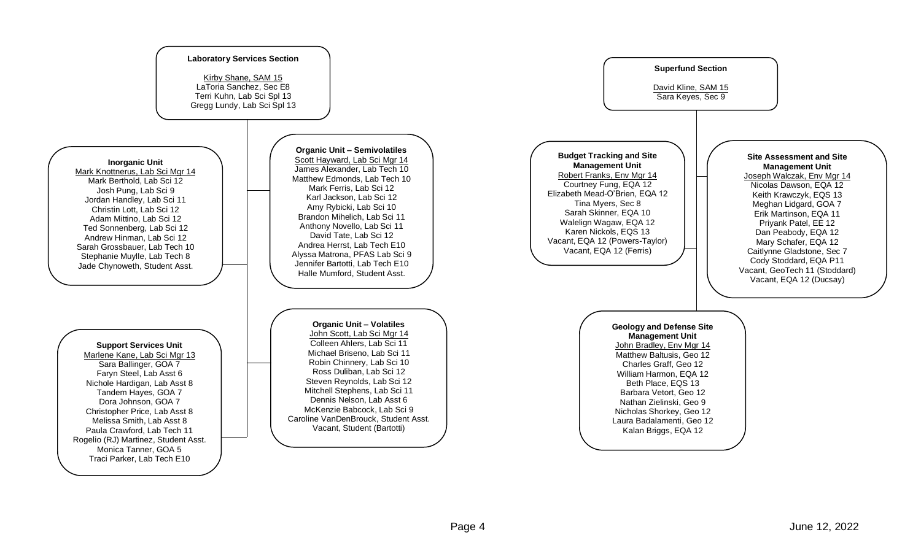## Laboratory Services Section

Kirby Shane, SAM 15
LaToria Sanchez, Sec E8
Terri Kuhn, Lab Sci Spl 13
Gregg Lundy, Lab Sci Spl 13

### Inorganic Unit

Mark Knottnerus, Lab Sci Mgr 14
Mark Berthold, Lab Sci 12
Josh Pung, Lab Sci 9
Jordan Handley, Lab Sci 11
Christin Lott, Lab Sci 12
Adam Mittino, Lab Sci 12
Ted Sonnenberg, Lab Sci 12
Andrew Hinman, Lab Sci 12
Sarah Grossbauer, Lab Tech 10
Stephanie Muylle, Lab Tech 8
Jade Chynoweth, Student Asst.

### Organic Unit – Semivolatiles

Scott Hayward, Lab Sci Mgr 14
James Alexander, Lab Tech 10
Matthew Edmonds, Lab Tech 10
Mark Ferris, Lab Sci 12
Karl Jackson, Lab Sci 12
Amy Rybicki, Lab Sci 10
Brandon Mihelich, Lab Sci 11
Anthony Novello, Lab Sci 11
David Tate, Lab Sci 12
Andrea Herrst, Lab Tech E10
Alyssa Matrona, PFAS Lab Sci 9
Jennifer Bartotti, Lab Tech E10
Halle Mumford, Student Asst.

### Support Services Unit

Marlene Kane, Lab Sci Mgr 13
Sara Ballinger, GOA 7
Faryn Steel, Lab Asst 6
Nichole Hardigan, Lab Asst 8
Tandem Hayes, GOA 7
Dora Johnson, GOA 7
Christopher Price, Lab Asst 8
Melissa Smith, Lab Asst 8
Paula Crawford, Lab Tech 11
Rogelio (RJ) Martinez, Student Asst.
Monica Tanner, GOA 5
Traci Parker, Lab Tech E10

### Organic Unit – Volatiles

John Scott, Lab Sci Mgr 14
Colleen Ahlers, Lab Sci 11
Michael Briseno, Lab Sci 11
Robin Chinnery, Lab Sci 10
Ross Duliban, Lab Sci 12
Steven Reynolds, Lab Sci 12
Mitchell Stephens, Lab Sci 11
Dennis Nelson, Lab Asst 6
McKenzie Babcock, Lab Sci 9
Caroline VanDenBrouck, Student Asst.
Vacant, Student (Bartotti)

## Superfund Section

David Kline, SAM 15
Sara Keyes, Sec 9

### Budget Tracking and Site Management Unit

Robert Franks, Env Mgr 14
Courtney Fung, EQA 12
Elizabeth Mead-O'Brien, EQA 12
Tina Myers, Sec 8
Sarah Skinner, EQA 10
Walelign Wagaw, EQA 12
Karen Nickols, EQS 13
Vacant, EQA 12 (Powers-Taylor)
Vacant, EQA 12 (Ferris)

### Site Assessment and Site Management Unit

Joseph Walczak, Env Mgr 14
Nicolas Dawson, EQA 12
Keith Krawczyk, EQS 13
Meghan Lidgard, GOA 7
Erik Martinson, EQA 11
Priyank Patel, EE 12
Dan Peabody, EQA 12
Mary Schafer, EQA 12
Caitlynne Gladstone, Sec 7
Cody Stoddard, EQA P11
Vacant, GeoTech 11 (Stoddard)
Vacant, EQA 12 (Ducsay)

### Geology and Defense Site Management Unit

John Bradley, Env Mgr 14
Matthew Baltusis, Geo 12
Charles Graff, Geo 12
William Harmon, EQA 12
Beth Place, EQS 13
Barbara Vetort, Geo 12
Nathan Zielinski, Geo 9
Nicholas Shorkey, Geo 12
Laura Badalamenti, Geo 12
Kalan Briggs, EQA 12

June 12, 2022